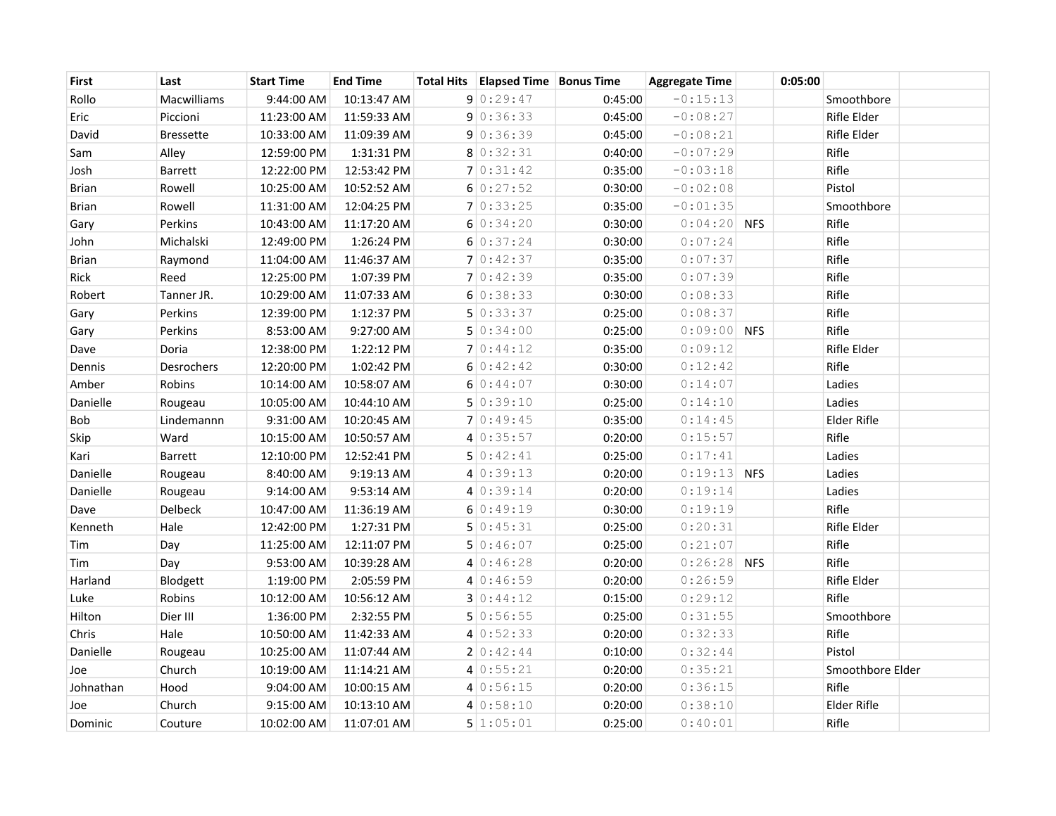| First | Last | Start Time | End Time | Total Hits | Elapsed Time | Bonus Time | Aggregate Time | | 0:05:00 | | |
|---|---|---|---|---|---|---|---|---|---|---|---|
| Rollo | Macwilliams | 9:44:00 AM | 10:13:47 AM | 9 | 0:29:47 | 0:45:00 | -0:15:13 | | | Smoothbore | |
| Eric | Piccioni | 11:23:00 AM | 11:59:33 AM | 9 | 0:36:33 | 0:45:00 | -0:08:27 | | | Rifle Elder | |
| David | Bressette | 10:33:00 AM | 11:09:39 AM | 9 | 0:36:39 | 0:45:00 | -0:08:21 | | | Rifle Elder | |
| Sam | Alley | 12:59:00 PM | 1:31:31 PM | 8 | 0:32:31 | 0:40:00 | -0:07:29 | | | Rifle | |
| Josh | Barrett | 12:22:00 PM | 12:53:42 PM | 7 | 0:31:42 | 0:35:00 | -0:03:18 | | | Rifle | |
| Brian | Rowell | 10:25:00 AM | 10:52:52 AM | 6 | 0:27:52 | 0:30:00 | -0:02:08 | | | Pistol | |
| Brian | Rowell | 11:31:00 AM | 12:04:25 PM | 7 | 0:33:25 | 0:35:00 | -0:01:35 | | | Smoothbore | |
| Gary | Perkins | 10:43:00 AM | 11:17:20 AM | 6 | 0:34:20 | 0:30:00 | 0:04:20 | NFS | | Rifle | |
| John | Michalski | 12:49:00 PM | 1:26:24 PM | 6 | 0:37:24 | 0:30:00 | 0:07:24 | | | Rifle | |
| Brian | Raymond | 11:04:00 AM | 11:46:37 AM | 7 | 0:42:37 | 0:35:00 | 0:07:37 | | | Rifle | |
| Rick | Reed | 12:25:00 PM | 1:07:39 PM | 7 | 0:42:39 | 0:35:00 | 0:07:39 | | | Rifle | |
| Robert | Tanner JR. | 10:29:00 AM | 11:07:33 AM | 6 | 0:38:33 | 0:30:00 | 0:08:33 | | | Rifle | |
| Gary | Perkins | 12:39:00 PM | 1:12:37 PM | 5 | 0:33:37 | 0:25:00 | 0:08:37 | | | Rifle | |
| Gary | Perkins | 8:53:00 AM | 9:27:00 AM | 5 | 0:34:00 | 0:25:00 | 0:09:00 | NFS | | Rifle | |
| Dave | Doria | 12:38:00 PM | 1:22:12 PM | 7 | 0:44:12 | 0:35:00 | 0:09:12 | | | Rifle Elder | |
| Dennis | Desrochers | 12:20:00 PM | 1:02:42 PM | 6 | 0:42:42 | 0:30:00 | 0:12:42 | | | Rifle | |
| Amber | Robins | 10:14:00 AM | 10:58:07 AM | 6 | 0:44:07 | 0:30:00 | 0:14:07 | | | Ladies | |
| Danielle | Rougeau | 10:05:00 AM | 10:44:10 AM | 5 | 0:39:10 | 0:25:00 | 0:14:10 | | | Ladies | |
| Bob | Lindemannn | 9:31:00 AM | 10:20:45 AM | 7 | 0:49:45 | 0:35:00 | 0:14:45 | | | Elder Rifle | |
| Skip | Ward | 10:15:00 AM | 10:50:57 AM | 4 | 0:35:57 | 0:20:00 | 0:15:57 | | | Rifle | |
| Kari | Barrett | 12:10:00 PM | 12:52:41 PM | 5 | 0:42:41 | 0:25:00 | 0:17:41 | | | Ladies | |
| Danielle | Rougeau | 8:40:00 AM | 9:19:13 AM | 4 | 0:39:13 | 0:20:00 | 0:19:13 | NFS | | Ladies | |
| Danielle | Rougeau | 9:14:00 AM | 9:53:14 AM | 4 | 0:39:14 | 0:20:00 | 0:19:14 | | | Ladies | |
| Dave | Delbeck | 10:47:00 AM | 11:36:19 AM | 6 | 0:49:19 | 0:30:00 | 0:19:19 | | | Rifle | |
| Kenneth | Hale | 12:42:00 PM | 1:27:31 PM | 5 | 0:45:31 | 0:25:00 | 0:20:31 | | | Rifle Elder | |
| Tim | Day | 11:25:00 AM | 12:11:07 PM | 5 | 0:46:07 | 0:25:00 | 0:21:07 | | | Rifle | |
| Tim | Day | 9:53:00 AM | 10:39:28 AM | 4 | 0:46:28 | 0:20:00 | 0:26:28 | NFS | | Rifle | |
| Harland | Blodgett | 1:19:00 PM | 2:05:59 PM | 4 | 0:46:59 | 0:20:00 | 0:26:59 | | | Rifle Elder | |
| Luke | Robins | 10:12:00 AM | 10:56:12 AM | 3 | 0:44:12 | 0:15:00 | 0:29:12 | | | Rifle | |
| Hilton | Dier III | 1:36:00 PM | 2:32:55 PM | 5 | 0:56:55 | 0:25:00 | 0:31:55 | | | Smoothbore | |
| Chris | Hale | 10:50:00 AM | 11:42:33 AM | 4 | 0:52:33 | 0:20:00 | 0:32:33 | | | Rifle | |
| Danielle | Rougeau | 10:25:00 AM | 11:07:44 AM | 2 | 0:42:44 | 0:10:00 | 0:32:44 | | | Pistol | |
| Joe | Church | 10:19:00 AM | 11:14:21 AM | 4 | 0:55:21 | 0:20:00 | 0:35:21 | | | Smoothbore Elder | |
| Johnathan | Hood | 9:04:00 AM | 10:00:15 AM | 4 | 0:56:15 | 0:20:00 | 0:36:15 | | | Rifle | |
| Joe | Church | 9:15:00 AM | 10:13:10 AM | 4 | 0:58:10 | 0:20:00 | 0:38:10 | | | Elder Rifle | |
| Dominic | Couture | 10:02:00 AM | 11:07:01 AM | 5 | 1:05:01 | 0:25:00 | 0:40:01 | | | Rifle | |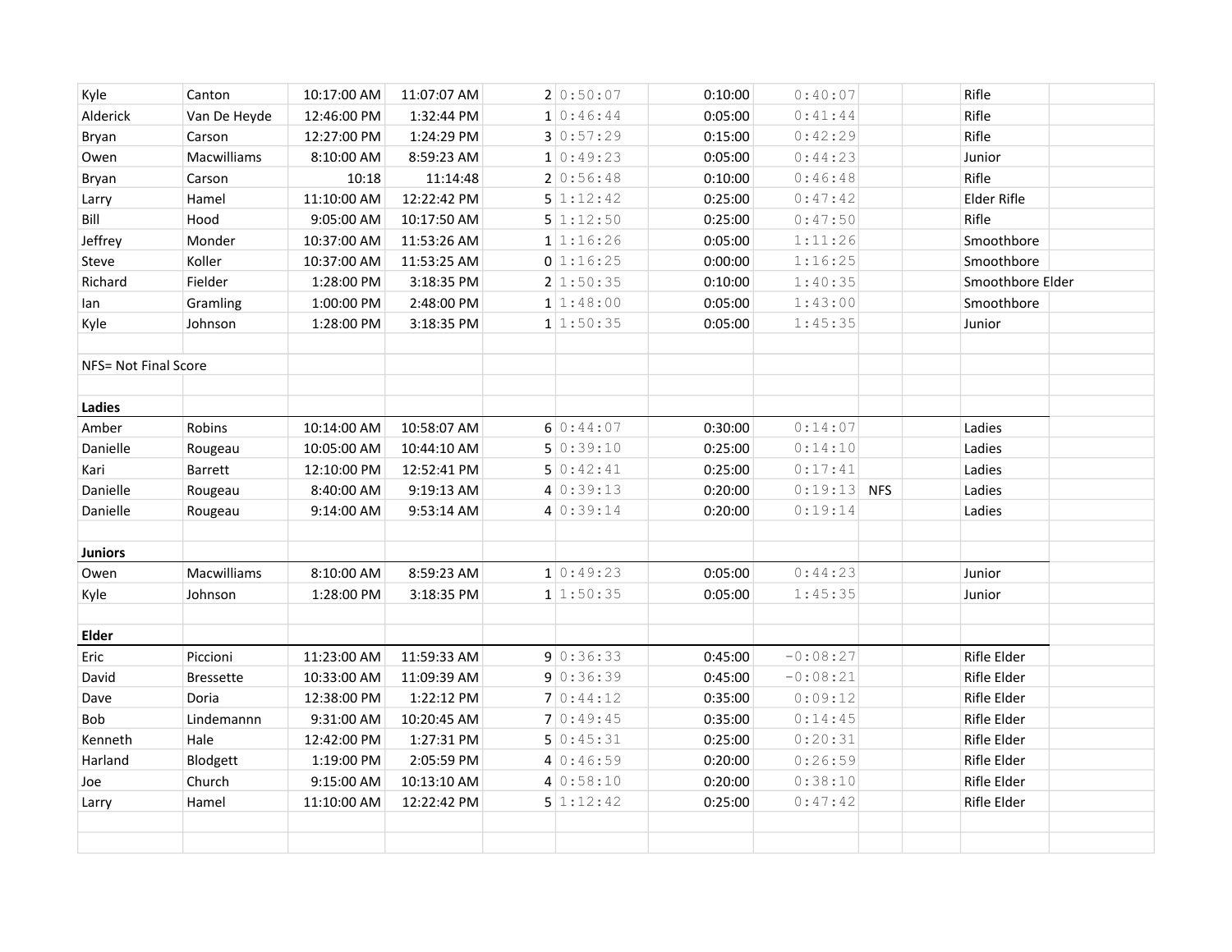| | | | | | | | | | | |
|---|---|---|---|---|---|---|---|---|---|---|
| Kyle | Canton | 10:17:00 AM | 11:07:07 AM | 2 | 0:50:07 | 0:10:00 | 0:40:07 | | | Rifle |
| Alderick | Van De Heyde | 12:46:00 PM | 1:32:44 PM | 1 | 0:46:44 | 0:05:00 | 0:41:44 | | | Rifle |
| Bryan | Carson | 12:27:00 PM | 1:24:29 PM | 3 | 0:57:29 | 0:15:00 | 0:42:29 | | | Rifle |
| Owen | Macwilliams | 8:10:00 AM | 8:59:23 AM | 1 | 0:49:23 | 0:05:00 | 0:44:23 | | | Junior |
| Bryan | Carson | 10:18 | 11:14:48 | 2 | 0:56:48 | 0:10:00 | 0:46:48 | | | Rifle |
| Larry | Hamel | 11:10:00 AM | 12:22:42 PM | 5 | 1:12:42 | 0:25:00 | 0:47:42 | | | Elder Rifle |
| Bill | Hood | 9:05:00 AM | 10:17:50 AM | 5 | 1:12:50 | 0:25:00 | 0:47:50 | | | Rifle |
| Jeffrey | Monder | 10:37:00 AM | 11:53:26 AM | 1 | 1:16:26 | 0:05:00 | 1:11:26 | | | Smoothbore |
| Steve | Koller | 10:37:00 AM | 11:53:25 AM | 0 | 1:16:25 | 0:00:00 | 1:16:25 | | | Smoothbore |
| Richard | Fielder | 1:28:00 PM | 3:18:35 PM | 2 | 1:50:35 | 0:10:00 | 1:40:35 | | | Smoothbore Elder |
| Ian | Gramling | 1:00:00 PM | 2:48:00 PM | 1 | 1:48:00 | 0:05:00 | 1:43:00 | | | Smoothbore |
| Kyle | Johnson | 1:28:00 PM | 3:18:35 PM | 1 | 1:50:35 | 0:05:00 | 1:45:35 | | | Junior |
| | | | | | | | | | | |
| NFS= Not Final Score | | | | | | | | | | |
| | | | | | | | | | | |
| **Ladies** | | | | | | | | | | |
| Amber | Robins | 10:14:00 AM | 10:58:07 AM | 6 | 0:44:07 | 0:30:00 | 0:14:07 | | | Ladies |
| Danielle | Rougeau | 10:05:00 AM | 10:44:10 AM | 5 | 0:39:10 | 0:25:00 | 0:14:10 | | | Ladies |
| Kari | Barrett | 12:10:00 PM | 12:52:41 PM | 5 | 0:42:41 | 0:25:00 | 0:17:41 | | | Ladies |
| Danielle | Rougeau | 8:40:00 AM | 9:19:13 AM | 4 | 0:39:13 | 0:20:00 | 0:19:13 | NFS | | Ladies |
| Danielle | Rougeau | 9:14:00 AM | 9:53:14 AM | 4 | 0:39:14 | 0:20:00 | 0:19:14 | | | Ladies |
| | | | | | | | | | | |
| **Juniors** | | | | | | | | | | |
| Owen | Macwilliams | 8:10:00 AM | 8:59:23 AM | 1 | 0:49:23 | 0:05:00 | 0:44:23 | | | Junior |
| Kyle | Johnson | 1:28:00 PM | 3:18:35 PM | 1 | 1:50:35 | 0:05:00 | 1:45:35 | | | Junior |
| | | | | | | | | | | |
| **Elder** | | | | | | | | | | |
| Eric | Piccioni | 11:23:00 AM | 11:59:33 AM | 9 | 0:36:33 | 0:45:00 | -0:08:27 | | | Rifle Elder |
| David | Bressette | 10:33:00 AM | 11:09:39 AM | 9 | 0:36:39 | 0:45:00 | -0:08:21 | | | Rifle Elder |
| Dave | Doria | 12:38:00 PM | 1:22:12 PM | 7 | 0:44:12 | 0:35:00 | 0:09:12 | | | Rifle Elder |
| Bob | Lindemannn | 9:31:00 AM | 10:20:45 AM | 7 | 0:49:45 | 0:35:00 | 0:14:45 | | | Rifle Elder |
| Kenneth | Hale | 12:42:00 PM | 1:27:31 PM | 5 | 0:45:31 | 0:25:00 | 0:20:31 | | | Rifle Elder |
| Harland | Blodgett | 1:19:00 PM | 2:05:59 PM | 4 | 0:46:59 | 0:20:00 | 0:26:59 | | | Rifle Elder |
| Joe | Church | 9:15:00 AM | 10:13:10 AM | 4 | 0:58:10 | 0:20:00 | 0:38:10 | | | Rifle Elder |
| Larry | Hamel | 11:10:00 AM | 12:22:42 PM | 5 | 1:12:42 | 0:25:00 | 0:47:42 | | | Rifle Elder |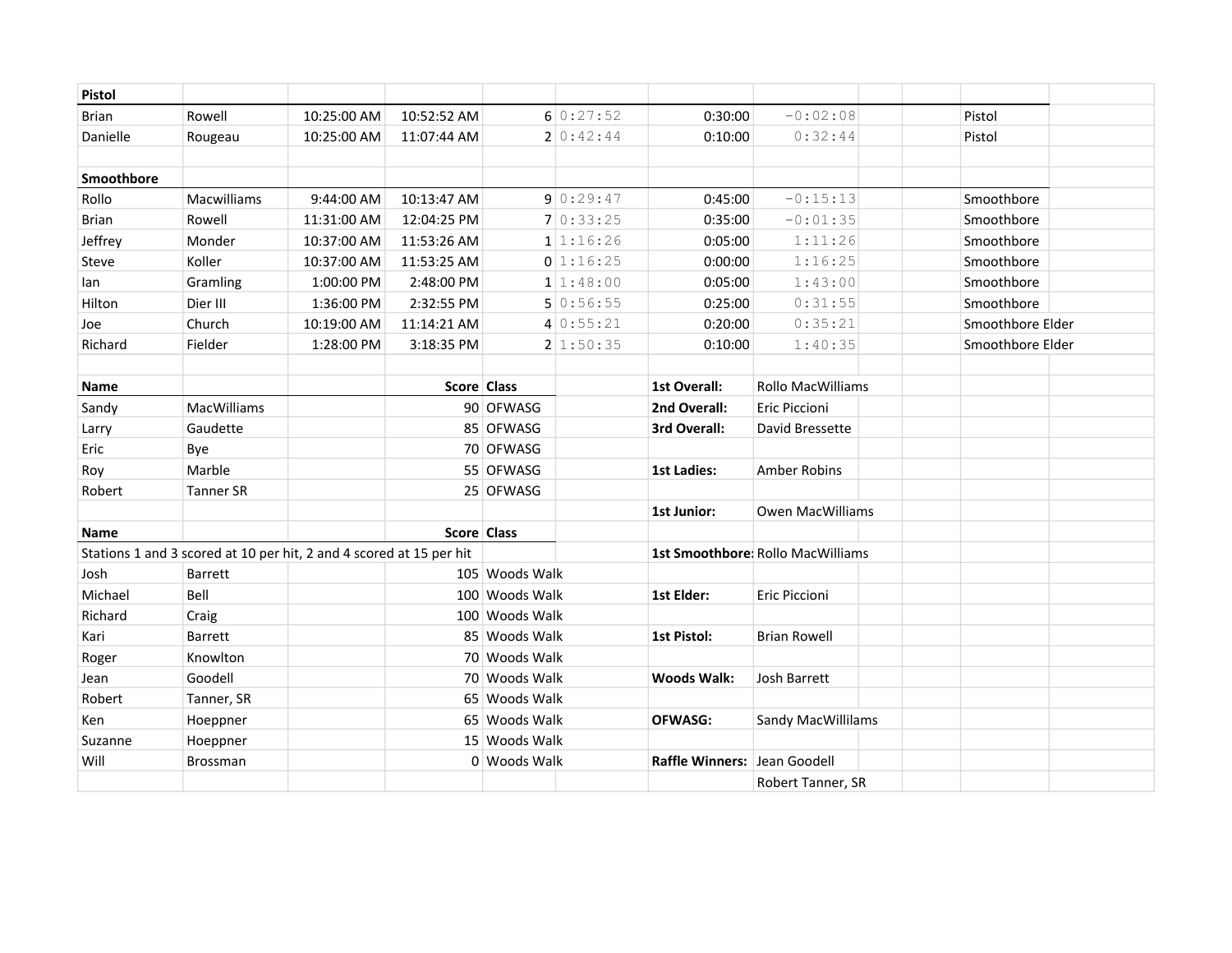| | | | | | | | | | | | |
|---|---|---|---|---|---|---|---|---|---|---|---|
| **Pistol** | | | | | | | | | | | |
| Brian | Rowell | 10:25:00 AM | 10:52:52 AM | 6 | 0:27:52 | 0:30:00 | -0:02:08 | | | Pistol | |
| Danielle | Rougeau | 10:25:00 AM | 11:07:44 AM | 2 | 0:42:44 | 0:10:00 | 0:32:44 | | | Pistol | |
| | | | | | | | | | | | |
| **Smoothbore** | | | | | | | | | | | |
| Rollo | Macwilliams | 9:44:00 AM | 10:13:47 AM | 9 | 0:29:47 | 0:45:00 | -0:15:13 | | | Smoothbore | |
| Brian | Rowell | 11:31:00 AM | 12:04:25 PM | 7 | 0:33:25 | 0:35:00 | -0:01:35 | | | Smoothbore | |
| Jeffrey | Monder | 10:37:00 AM | 11:53:26 AM | 1 | 1:16:26 | 0:05:00 | 1:11:26 | | | Smoothbore | |
| Steve | Koller | 10:37:00 AM | 11:53:25 AM | 0 | 1:16:25 | 0:00:00 | 1:16:25 | | | Smoothbore | |
| Ian | Gramling | 1:00:00 PM | 2:48:00 PM | 1 | 1:48:00 | 0:05:00 | 1:43:00 | | | Smoothbore | |
| Hilton | Dier III | 1:36:00 PM | 2:32:55 PM | 5 | 0:56:55 | 0:25:00 | 0:31:55 | | | Smoothbore | |
| Joe | Church | 10:19:00 AM | 11:14:21 AM | 4 | 0:55:21 | 0:20:00 | 0:35:21 | | | Smoothbore Elder | |
| Richard | Fielder | 1:28:00 PM | 3:18:35 PM | 2 | 1:50:35 | 0:10:00 | 1:40:35 | | | Smoothbore Elder | |
| | | | | | | | | | | | |
| **Name** | | | **Score** | **Class** | | **1st Overall:** | Rollo MacWilliams | | | | |
| Sandy | MacWilliams | | 90 | OFWASG | | **2nd Overall:** | Eric Piccioni | | | | |
| Larry | Gaudette | | 85 | OFWASG | | **3rd Overall:** | David Bressette | | | | |
| Eric | Bye | | 70 | OFWASG | | | | | | | |
| Roy | Marble | | 55 | OFWASG | | **1st Ladies:** | Amber Robins | | | | |
| Robert | Tanner SR | | 25 | OFWASG | | | | | | | |
| | | | | | | **1st Junior:** | Owen MacWilliams | | | | |
| **Name** | | | **Score** | **Class** | | | | | | | |
| Stations 1 and 3 scored at 10 per hit, 2 and 4 scored at 15 per hit | | | | | | **1st Smoothbore:** | Rollo MacWilliams | | | | |
| Josh | Barrett | | 105 | Woods Walk | | | | | | | |
| Michael | Bell | | 100 | Woods Walk | | **1st Elder:** | Eric Piccioni | | | | |
| Richard | Craig | | 100 | Woods Walk | | | | | | | |
| Kari | Barrett | | 85 | Woods Walk | | **1st Pistol:** | Brian Rowell | | | | |
| Roger | Knowlton | | 70 | Woods Walk | | | | | | | |
| Jean | Goodell | | 70 | Woods Walk | | **Woods Walk:** | Josh Barrett | | | | |
| Robert | Tanner, SR | | 65 | Woods Walk | | | | | | | |
| Ken | Hoeppner | | 65 | Woods Walk | | **OFWASG:** | Sandy MacWillilams | | | | |
| Suzanne | Hoeppner | | 15 | Woods Walk | | | | | | | |
| Will | Brossman | | 0 | Woods Walk | | **Raffle Winners:** | Jean Goodell | | | | |
| | | | | | | | Robert Tanner, SR | | | | |